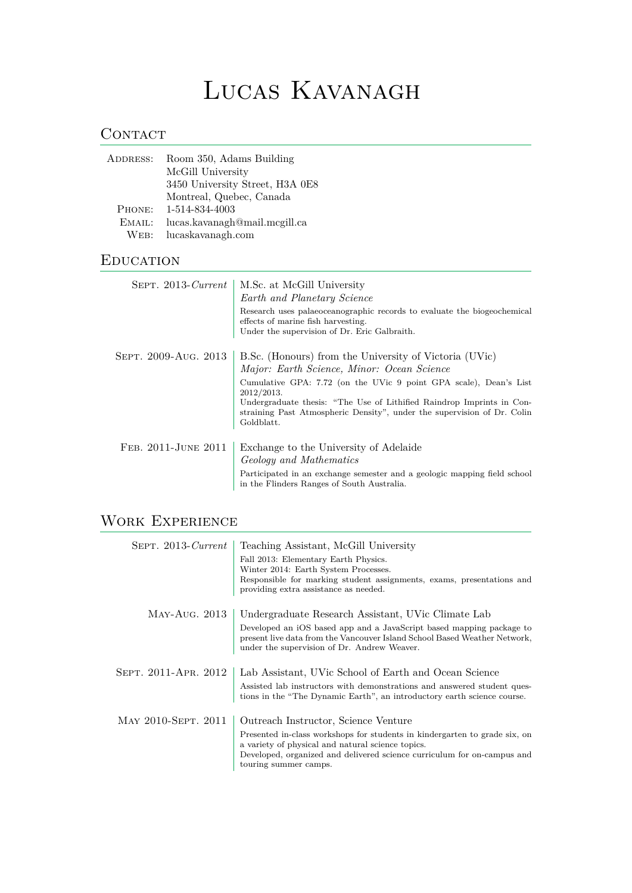# Lucas Kavanagh

## Contact

**Address:** Room 350, Adams Building
McGill University
3450 University Street, H3A 0E8
Montreal, Quebec, Canada

**Phone:** 1-514-834-4003

**Email:** lucas.kavanagh@mail.mcgill.ca

**Web:** lucaskavanagh.com

## Education

**Sept. 2013-*Current*** — M.Sc. at McGill University
*Earth and Planetary Science*
Research uses palaeoceanographic records to evaluate the biogeochemical effects of marine fish harvesting.
Under the supervision of Dr. Eric Galbraith.

**Sept. 2009-Aug. 2013** — B.Sc. (Honours) from the University of Victoria (UVic)
*Major: Earth Science, Minor: Ocean Science*
Cumulative GPA: 7.72 (on the UVic 9 point GPA scale), Dean's List 2012/2013.
Undergraduate thesis: "The Use of Lithified Raindrop Imprints in Constraining Past Atmospheric Density", under the supervision of Dr. Colin Goldblatt.

**Feb. 2011-June 2011** — Exchange to the University of Adelaide
*Geology and Mathematics*
Participated in an exchange semester and a geologic mapping field school in the Flinders Ranges of South Australia.

## Work Experience

**Sept. 2013-*Current*** — Teaching Assistant, McGill University
Fall 2013: Elementary Earth Physics.
Winter 2014: Earth System Processes.
Responsible for marking student assignments, exams, presentations and providing extra assistance as needed.

**May-Aug. 2013** — Undergraduate Research Assistant, UVic Climate Lab
Developed an iOS based app and a JavaScript based mapping package to present live data from the Vancouver Island School Based Weather Network, under the supervision of Dr. Andrew Weaver.

**Sept. 2011-Apr. 2012** — Lab Assistant, UVic School of Earth and Ocean Science
Assisted lab instructors with demonstrations and answered student questions in the "The Dynamic Earth", an introductory earth science course.

**May 2010-Sept. 2011** — Outreach Instructor, Science Venture
Presented in-class workshops for students in kindergarten to grade six, on a variety of physical and natural science topics.
Developed, organized and delivered science curriculum for on-campus and touring summer camps.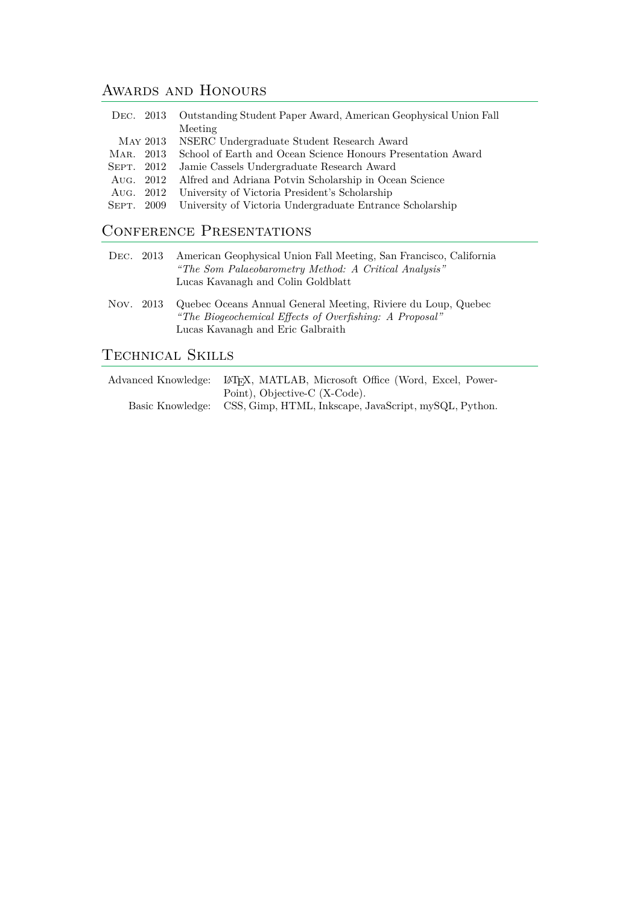## Awards and Honours

| | |
|---|---|
| Dec. 2013 | Outstanding Student Paper Award, American Geophysical Union Fall Meeting |
| May 2013 | NSERC Undergraduate Student Research Award |
| Mar. 2013 | School of Earth and Ocean Science Honours Presentation Award |
| Sept. 2012 | Jamie Cassels Undergraduate Research Award |
| Aug. 2012 | Alfred and Adriana Potvin Scholarship in Ocean Science |
| Aug. 2012 | University of Victoria President's Scholarship |
| Sept. 2009 | University of Victoria Undergraduate Entrance Scholarship |

## Conference Presentations

**Dec. 2013** American Geophysical Union Fall Meeting, San Francisco, California
*"The Som Palaeobarometry Method: A Critical Analysis"*
Lucas Kavanagh and Colin Goldblatt

**Nov. 2013** Quebec Oceans Annual General Meeting, Riviere du Loup, Quebec
*"The Biogeochemical Effects of Overfishing: A Proposal"*
Lucas Kavanagh and Eric Galbraith

## Technical Skills

| | |
|---|---|
| Advanced Knowledge: | LaTeX, MATLAB, Microsoft Office (Word, Excel, PowerPoint), Objective-C (X-Code). |
| Basic Knowledge: | CSS, Gimp, HTML, Inkscape, JavaScript, mySQL, Python. |